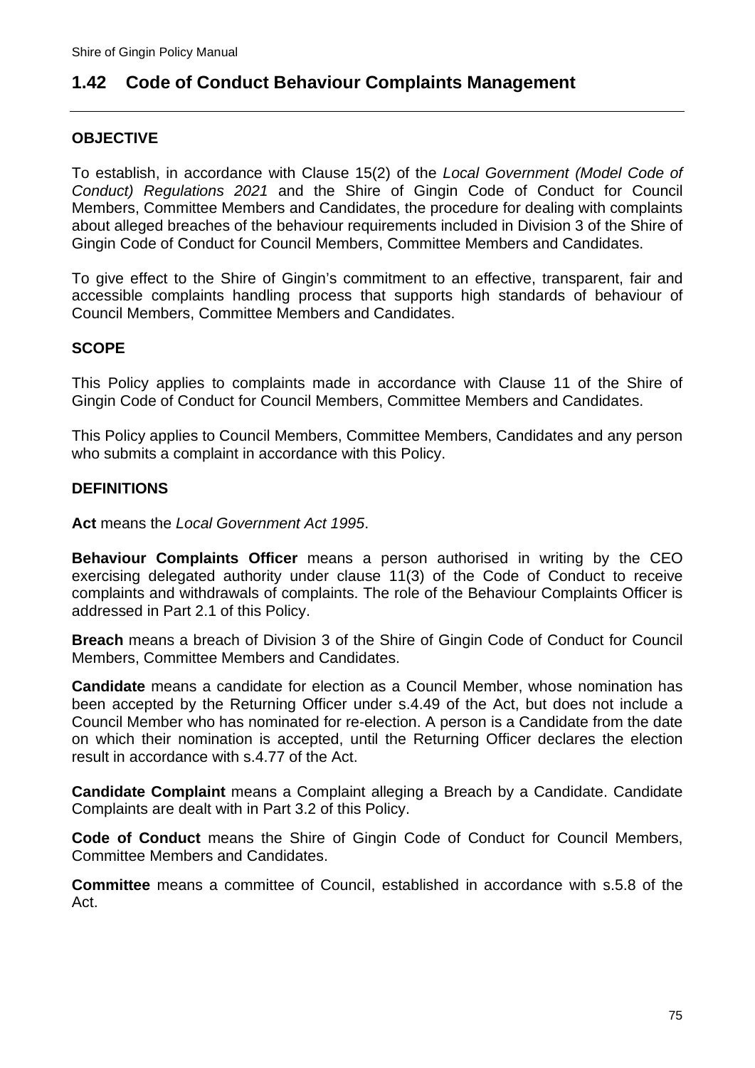## 1.42 Code of Conduct Behaviour Complaints Management

### OBJECTIVE

To establish, in accordance with Clause 15(2) of the *Local Government (Model Code of Conduct) Regulations 2021* and the Shire of Gingin Code of Conduct for Council Members, Committee Members and Candidates, the procedure for dealing with complaints about alleged breaches of the behaviour requirements included in Division 3 of the Shire of Gingin Code of Conduct for Council Members, Committee Members and Candidates.

To give effect to the Shire of Gingin's commitment to an effective, transparent, fair and accessible complaints handling process that supports high standards of behaviour of Council Members, Committee Members and Candidates.

### SCOPE

This Policy applies to complaints made in accordance with Clause 11 of the Shire of Gingin Code of Conduct for Council Members, Committee Members and Candidates.

This Policy applies to Council Members, Committee Members, Candidates and any person who submits a complaint in accordance with this Policy.

### DEFINITIONS

**Act** means the *Local Government Act 1995*.

**Behaviour Complaints Officer** means a person authorised in writing by the CEO exercising delegated authority under clause 11(3) of the Code of Conduct to receive complaints and withdrawals of complaints. The role of the Behaviour Complaints Officer is addressed in Part 2.1 of this Policy.

**Breach** means a breach of Division 3 of the Shire of Gingin Code of Conduct for Council Members, Committee Members and Candidates.

**Candidate** means a candidate for election as a Council Member, whose nomination has been accepted by the Returning Officer under s.4.49 of the Act, but does not include a Council Member who has nominated for re-election. A person is a Candidate from the date on which their nomination is accepted, until the Returning Officer declares the election result in accordance with s.4.77 of the Act.

**Candidate Complaint** means a Complaint alleging a Breach by a Candidate. Candidate Complaints are dealt with in Part 3.2 of this Policy.

**Code of Conduct** means the Shire of Gingin Code of Conduct for Council Members, Committee Members and Candidates.

**Committee** means a committee of Council, established in accordance with s.5.8 of the Act.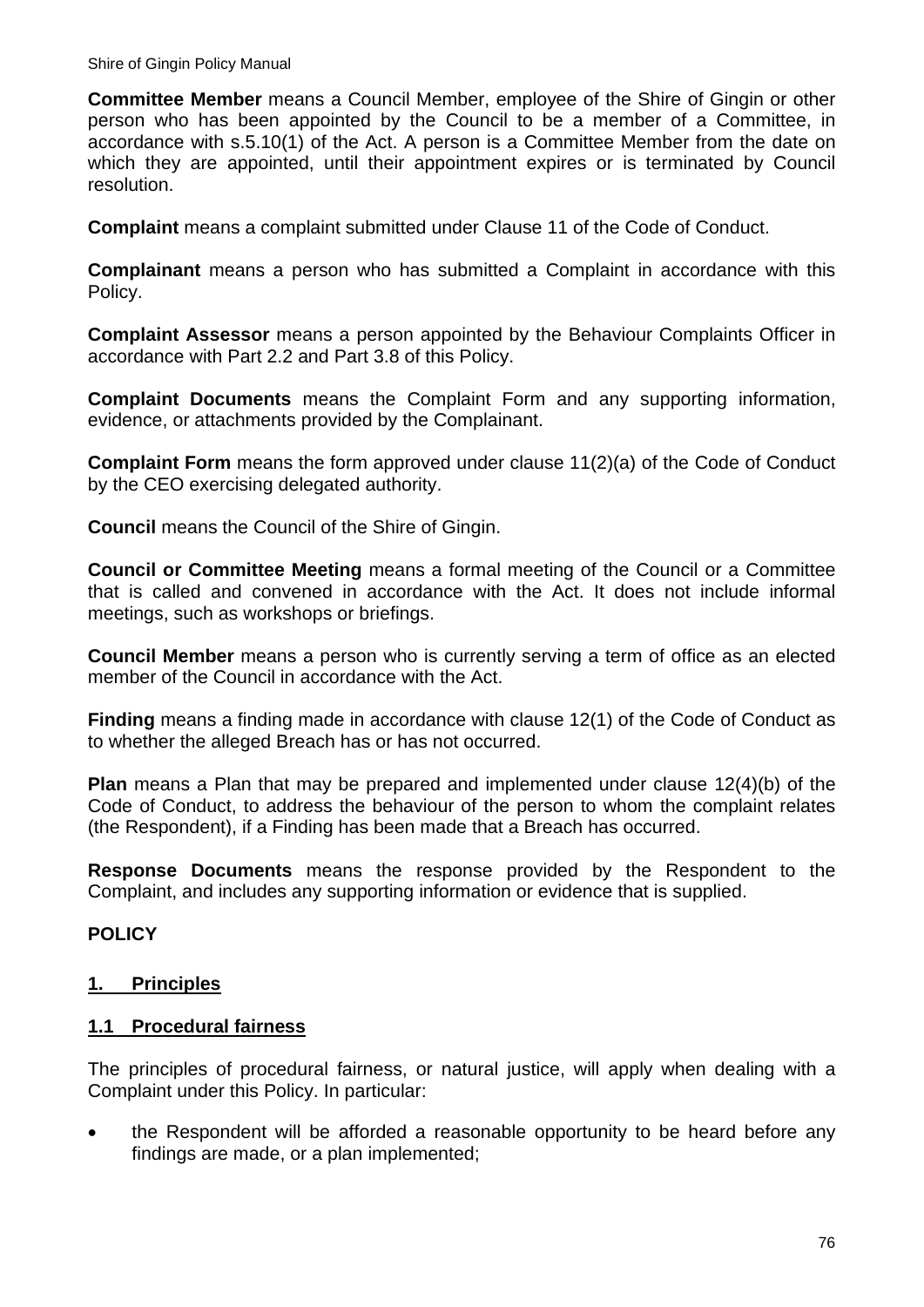**Committee Member** means a Council Member, employee of the Shire of Gingin or other person who has been appointed by the Council to be a member of a Committee, in accordance with s.5.10(1) of the Act. A person is a Committee Member from the date on which they are appointed, until their appointment expires or is terminated by Council resolution.

**Complaint** means a complaint submitted under Clause 11 of the Code of Conduct.

**Complainant** means a person who has submitted a Complaint in accordance with this Policy.

**Complaint Assessor** means a person appointed by the Behaviour Complaints Officer in accordance with Part 2.2 and Part 3.8 of this Policy.

**Complaint Documents** means the Complaint Form and any supporting information, evidence, or attachments provided by the Complainant.

**Complaint Form** means the form approved under clause 11(2)(a) of the Code of Conduct by the CEO exercising delegated authority.

**Council** means the Council of the Shire of Gingin.

**Council or Committee Meeting** means a formal meeting of the Council or a Committee that is called and convened in accordance with the Act. It does not include informal meetings, such as workshops or briefings.

**Council Member** means a person who is currently serving a term of office as an elected member of the Council in accordance with the Act.

**Finding** means a finding made in accordance with clause 12(1) of the Code of Conduct as to whether the alleged Breach has or has not occurred.

**Plan** means a Plan that may be prepared and implemented under clause 12(4)(b) of the Code of Conduct, to address the behaviour of the person to whom the complaint relates (the Respondent), if a Finding has been made that a Breach has occurred.

**Response Documents** means the response provided by the Respondent to the Complaint, and includes any supporting information or evidence that is supplied.

## POLICY

### 1. Principles

#### 1.1 Procedural fairness

The principles of procedural fairness, or natural justice, will apply when dealing with a Complaint under this Policy. In particular:

- the Respondent will be afforded a reasonable opportunity to be heard before any findings are made, or a plan implemented;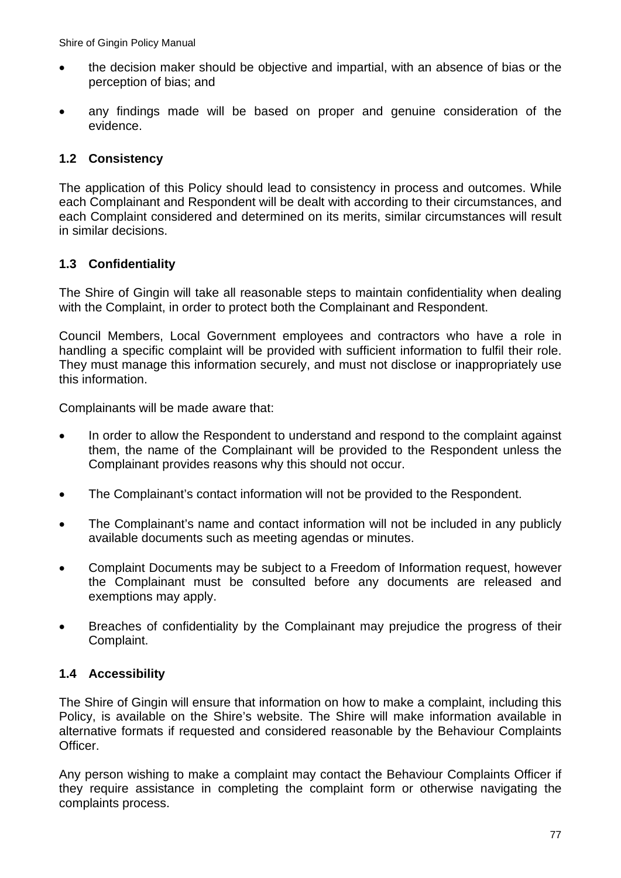- the decision maker should be objective and impartial, with an absence of bias or the perception of bias; and
- any findings made will be based on proper and genuine consideration of the evidence.

### 1.2 Consistency

The application of this Policy should lead to consistency in process and outcomes. While each Complainant and Respondent will be dealt with according to their circumstances, and each Complaint considered and determined on its merits, similar circumstances will result in similar decisions.

### 1.3 Confidentiality

The Shire of Gingin will take all reasonable steps to maintain confidentiality when dealing with the Complaint, in order to protect both the Complainant and Respondent.

Council Members, Local Government employees and contractors who have a role in handling a specific complaint will be provided with sufficient information to fulfil their role. They must manage this information securely, and must not disclose or inappropriately use this information.

Complainants will be made aware that:

- In order to allow the Respondent to understand and respond to the complaint against them, the name of the Complainant will be provided to the Respondent unless the Complainant provides reasons why this should not occur.
- The Complainant's contact information will not be provided to the Respondent.
- The Complainant's name and contact information will not be included in any publicly available documents such as meeting agendas or minutes.
- Complaint Documents may be subject to a Freedom of Information request, however the Complainant must be consulted before any documents are released and exemptions may apply.
- Breaches of confidentiality by the Complainant may prejudice the progress of their Complaint.

### 1.4 Accessibility

The Shire of Gingin will ensure that information on how to make a complaint, including this Policy, is available on the Shire's website. The Shire will make information available in alternative formats if requested and considered reasonable by the Behaviour Complaints Officer.

Any person wishing to make a complaint may contact the Behaviour Complaints Officer if they require assistance in completing the complaint form or otherwise navigating the complaints process.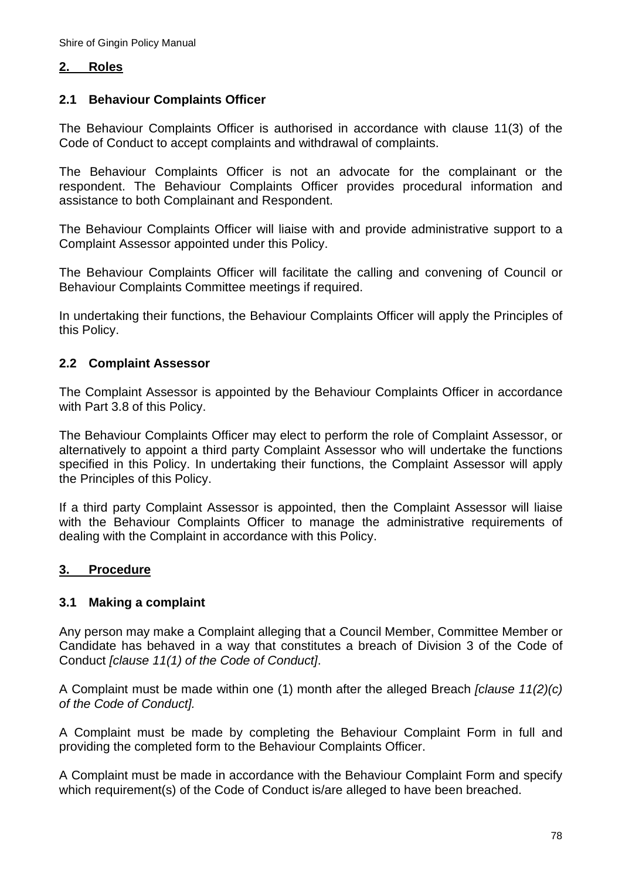## 2. Roles

### 2.1 Behaviour Complaints Officer

The Behaviour Complaints Officer is authorised in accordance with clause 11(3) of the Code of Conduct to accept complaints and withdrawal of complaints.

The Behaviour Complaints Officer is not an advocate for the complainant or the respondent. The Behaviour Complaints Officer provides procedural information and assistance to both Complainant and Respondent.

The Behaviour Complaints Officer will liaise with and provide administrative support to a Complaint Assessor appointed under this Policy.

The Behaviour Complaints Officer will facilitate the calling and convening of Council or Behaviour Complaints Committee meetings if required.

In undertaking their functions, the Behaviour Complaints Officer will apply the Principles of this Policy.

### 2.2 Complaint Assessor

The Complaint Assessor is appointed by the Behaviour Complaints Officer in accordance with Part 3.8 of this Policy.

The Behaviour Complaints Officer may elect to perform the role of Complaint Assessor, or alternatively to appoint a third party Complaint Assessor who will undertake the functions specified in this Policy. In undertaking their functions, the Complaint Assessor will apply the Principles of this Policy.

If a third party Complaint Assessor is appointed, then the Complaint Assessor will liaise with the Behaviour Complaints Officer to manage the administrative requirements of dealing with the Complaint in accordance with this Policy.

## 3. Procedure

### 3.1 Making a complaint

Any person may make a Complaint alleging that a Council Member, Committee Member or Candidate has behaved in a way that constitutes a breach of Division 3 of the Code of Conduct *[clause 11(1) of the Code of Conduct]*.

A Complaint must be made within one (1) month after the alleged Breach *[clause 11(2)(c) of the Code of Conduct].*

A Complaint must be made by completing the Behaviour Complaint Form in full and providing the completed form to the Behaviour Complaints Officer.

A Complaint must be made in accordance with the Behaviour Complaint Form and specify which requirement(s) of the Code of Conduct is/are alleged to have been breached.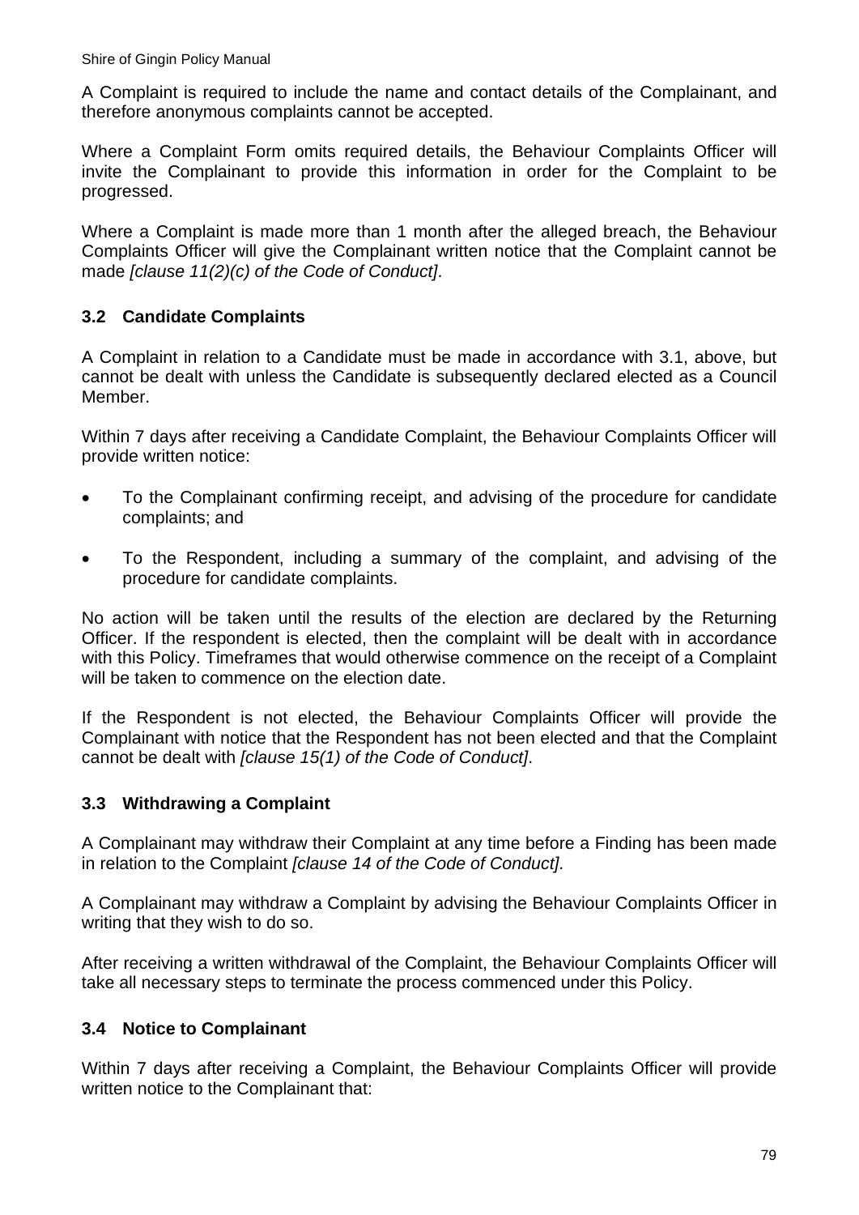A Complaint is required to include the name and contact details of the Complainant, and therefore anonymous complaints cannot be accepted.

Where a Complaint Form omits required details, the Behaviour Complaints Officer will invite the Complainant to provide this information in order for the Complaint to be progressed.

Where a Complaint is made more than 1 month after the alleged breach, the Behaviour Complaints Officer will give the Complainant written notice that the Complaint cannot be made *[clause 11(2)(c) of the Code of Conduct]*.

### 3.2 Candidate Complaints

A Complaint in relation to a Candidate must be made in accordance with 3.1, above, but cannot be dealt with unless the Candidate is subsequently declared elected as a Council Member.

Within 7 days after receiving a Candidate Complaint, the Behaviour Complaints Officer will provide written notice:

- To the Complainant confirming receipt, and advising of the procedure for candidate complaints; and
- To the Respondent, including a summary of the complaint, and advising of the procedure for candidate complaints.

No action will be taken until the results of the election are declared by the Returning Officer. If the respondent is elected, then the complaint will be dealt with in accordance with this Policy. Timeframes that would otherwise commence on the receipt of a Complaint will be taken to commence on the election date.

If the Respondent is not elected, the Behaviour Complaints Officer will provide the Complainant with notice that the Respondent has not been elected and that the Complaint cannot be dealt with *[clause 15(1) of the Code of Conduct]*.

### 3.3 Withdrawing a Complaint

A Complainant may withdraw their Complaint at any time before a Finding has been made in relation to the Complaint *[clause 14 of the Code of Conduct]*.

A Complainant may withdraw a Complaint by advising the Behaviour Complaints Officer in writing that they wish to do so.

After receiving a written withdrawal of the Complaint, the Behaviour Complaints Officer will take all necessary steps to terminate the process commenced under this Policy.

### 3.4 Notice to Complainant

Within 7 days after receiving a Complaint, the Behaviour Complaints Officer will provide written notice to the Complainant that: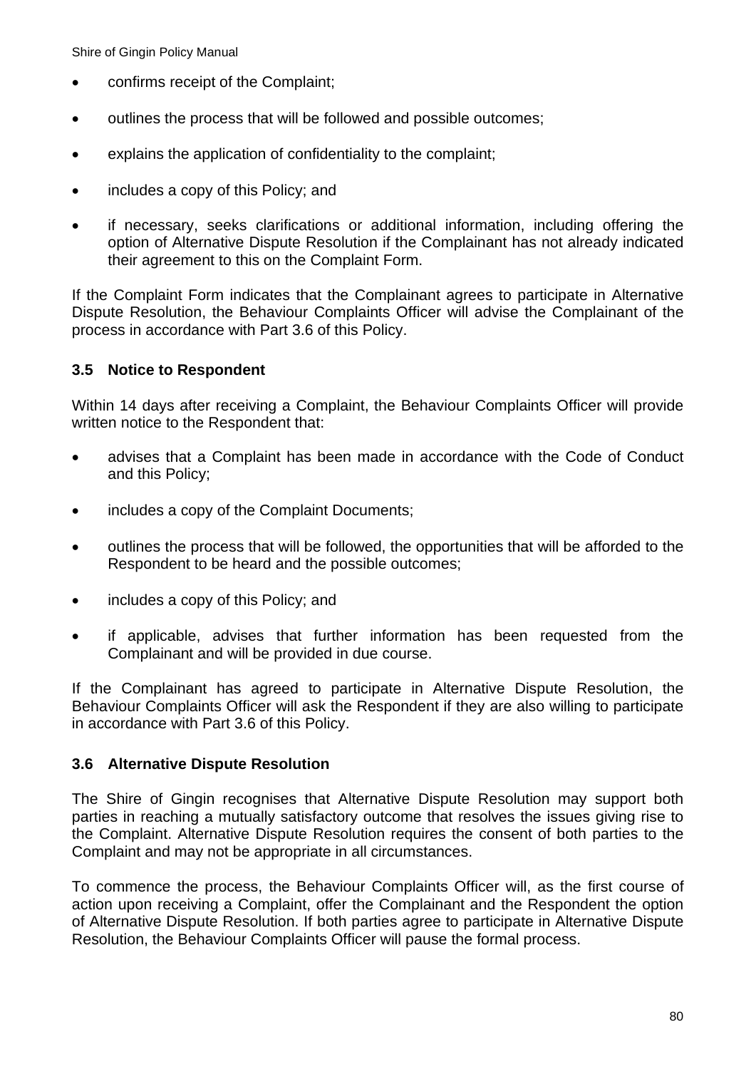- confirms receipt of the Complaint;
- outlines the process that will be followed and possible outcomes;
- explains the application of confidentiality to the complaint;
- includes a copy of this Policy; and
- if necessary, seeks clarifications or additional information, including offering the option of Alternative Dispute Resolution if the Complainant has not already indicated their agreement to this on the Complaint Form.

If the Complaint Form indicates that the Complainant agrees to participate in Alternative Dispute Resolution, the Behaviour Complaints Officer will advise the Complainant of the process in accordance with Part 3.6 of this Policy.

### 3.5 Notice to Respondent

Within 14 days after receiving a Complaint, the Behaviour Complaints Officer will provide written notice to the Respondent that:

- advises that a Complaint has been made in accordance with the Code of Conduct and this Policy;
- includes a copy of the Complaint Documents;
- outlines the process that will be followed, the opportunities that will be afforded to the Respondent to be heard and the possible outcomes;
- includes a copy of this Policy; and
- if applicable, advises that further information has been requested from the Complainant and will be provided in due course.

If the Complainant has agreed to participate in Alternative Dispute Resolution, the Behaviour Complaints Officer will ask the Respondent if they are also willing to participate in accordance with Part 3.6 of this Policy.

### 3.6 Alternative Dispute Resolution

The Shire of Gingin recognises that Alternative Dispute Resolution may support both parties in reaching a mutually satisfactory outcome that resolves the issues giving rise to the Complaint. Alternative Dispute Resolution requires the consent of both parties to the Complaint and may not be appropriate in all circumstances.

To commence the process, the Behaviour Complaints Officer will, as the first course of action upon receiving a Complaint, offer the Complainant and the Respondent the option of Alternative Dispute Resolution. If both parties agree to participate in Alternative Dispute Resolution, the Behaviour Complaints Officer will pause the formal process.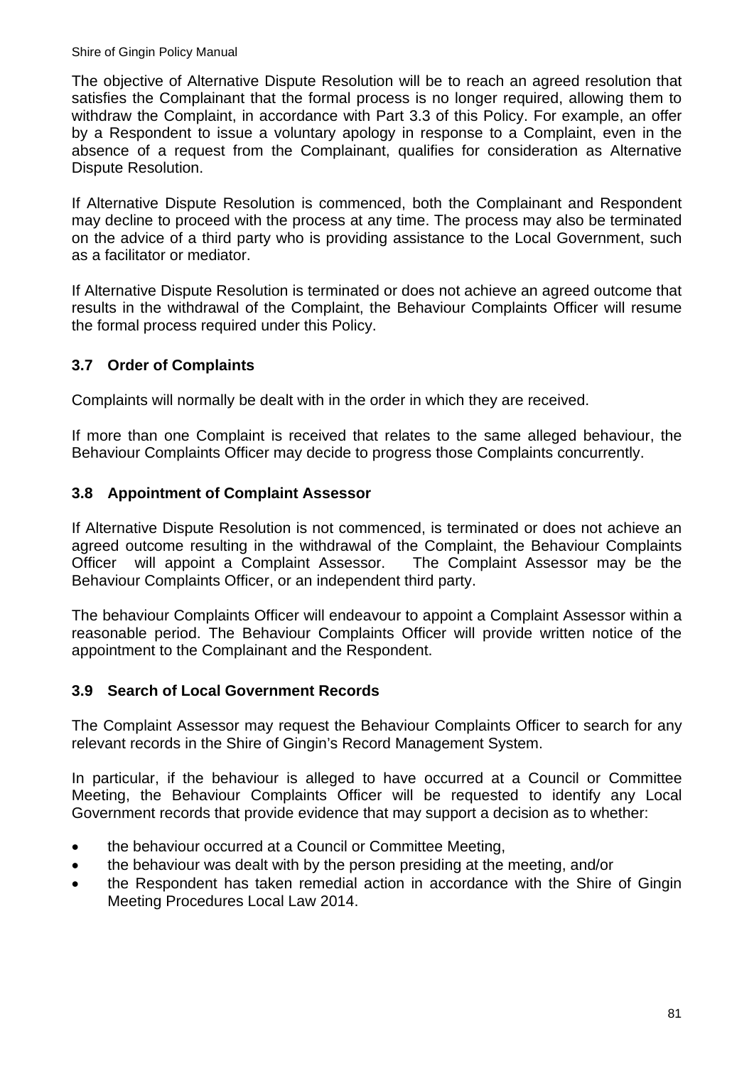The objective of Alternative Dispute Resolution will be to reach an agreed resolution that satisfies the Complainant that the formal process is no longer required, allowing them to withdraw the Complaint, in accordance with Part 3.3 of this Policy. For example, an offer by a Respondent to issue a voluntary apology in response to a Complaint, even in the absence of a request from the Complainant, qualifies for consideration as Alternative Dispute Resolution.

If Alternative Dispute Resolution is commenced, both the Complainant and Respondent may decline to proceed with the process at any time. The process may also be terminated on the advice of a third party who is providing assistance to the Local Government, such as a facilitator or mediator.

If Alternative Dispute Resolution is terminated or does not achieve an agreed outcome that results in the withdrawal of the Complaint, the Behaviour Complaints Officer will resume the formal process required under this Policy.

### 3.7 Order of Complaints

Complaints will normally be dealt with in the order in which they are received.

If more than one Complaint is received that relates to the same alleged behaviour, the Behaviour Complaints Officer may decide to progress those Complaints concurrently.

### 3.8 Appointment of Complaint Assessor

If Alternative Dispute Resolution is not commenced, is terminated or does not achieve an agreed outcome resulting in the withdrawal of the Complaint, the Behaviour Complaints Officer will appoint a Complaint Assessor. The Complaint Assessor may be the Behaviour Complaints Officer, or an independent third party.

The behaviour Complaints Officer will endeavour to appoint a Complaint Assessor within a reasonable period. The Behaviour Complaints Officer will provide written notice of the appointment to the Complainant and the Respondent.

### 3.9 Search of Local Government Records

The Complaint Assessor may request the Behaviour Complaints Officer to search for any relevant records in the Shire of Gingin's Record Management System.

In particular, if the behaviour is alleged to have occurred at a Council or Committee Meeting, the Behaviour Complaints Officer will be requested to identify any Local Government records that provide evidence that may support a decision as to whether:

- the behaviour occurred at a Council or Committee Meeting,
- the behaviour was dealt with by the person presiding at the meeting, and/or
- the Respondent has taken remedial action in accordance with the Shire of Gingin Meeting Procedures Local Law 2014.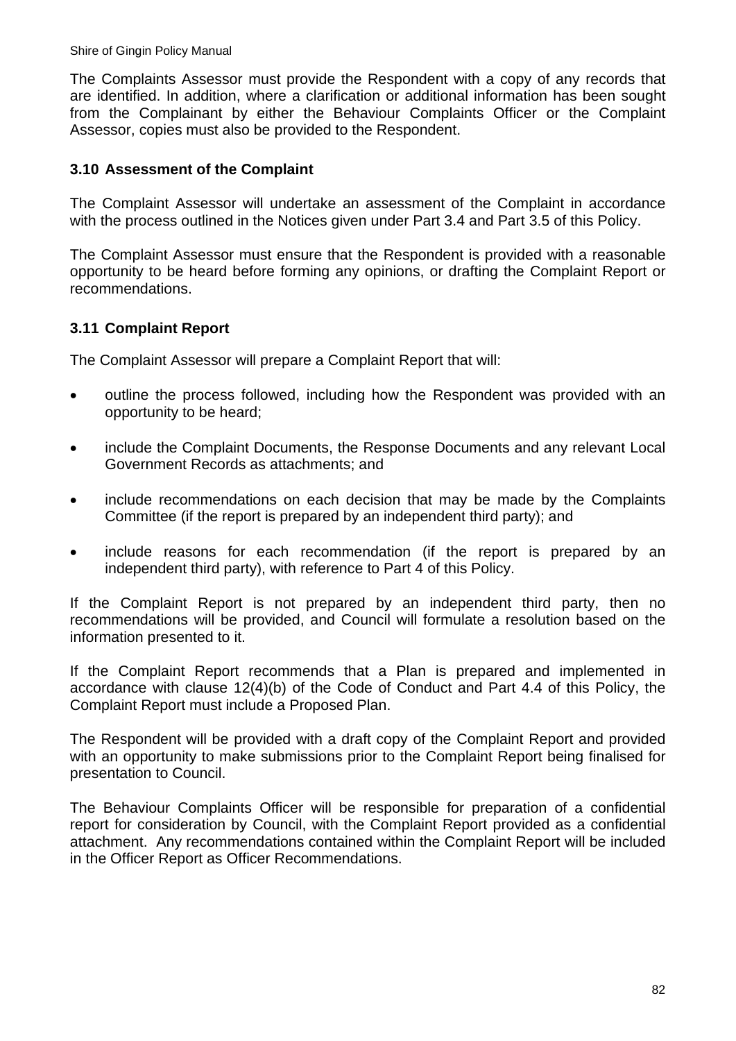The Complaints Assessor must provide the Respondent with a copy of any records that are identified. In addition, where a clarification or additional information has been sought from the Complainant by either the Behaviour Complaints Officer or the Complaint Assessor, copies must also be provided to the Respondent.

### 3.10 Assessment of the Complaint

The Complaint Assessor will undertake an assessment of the Complaint in accordance with the process outlined in the Notices given under Part 3.4 and Part 3.5 of this Policy.

The Complaint Assessor must ensure that the Respondent is provided with a reasonable opportunity to be heard before forming any opinions, or drafting the Complaint Report or recommendations.

### 3.11 Complaint Report

The Complaint Assessor will prepare a Complaint Report that will:

- outline the process followed, including how the Respondent was provided with an opportunity to be heard;
- include the Complaint Documents, the Response Documents and any relevant Local Government Records as attachments; and
- include recommendations on each decision that may be made by the Complaints Committee (if the report is prepared by an independent third party); and
- include reasons for each recommendation (if the report is prepared by an independent third party), with reference to Part 4 of this Policy.

If the Complaint Report is not prepared by an independent third party, then no recommendations will be provided, and Council will formulate a resolution based on the information presented to it.

If the Complaint Report recommends that a Plan is prepared and implemented in accordance with clause 12(4)(b) of the Code of Conduct and Part 4.4 of this Policy, the Complaint Report must include a Proposed Plan.

The Respondent will be provided with a draft copy of the Complaint Report and provided with an opportunity to make submissions prior to the Complaint Report being finalised for presentation to Council.

The Behaviour Complaints Officer will be responsible for preparation of a confidential report for consideration by Council, with the Complaint Report provided as a confidential attachment. Any recommendations contained within the Complaint Report will be included in the Officer Report as Officer Recommendations.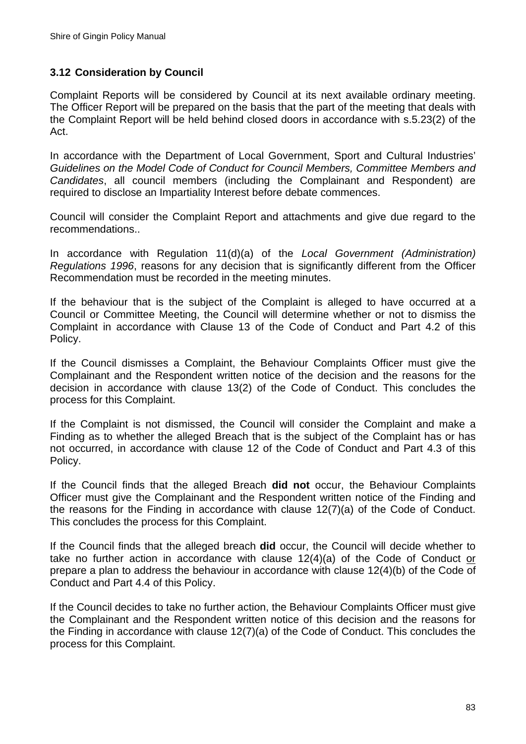### 3.12 Consideration by Council

Complaint Reports will be considered by Council at its next available ordinary meeting. The Officer Report will be prepared on the basis that the part of the meeting that deals with the Complaint Report will be held behind closed doors in accordance with s.5.23(2) of the Act.

In accordance with the Department of Local Government, Sport and Cultural Industries' *Guidelines on the Model Code of Conduct for Council Members, Committee Members and Candidates*, all council members (including the Complainant and Respondent) are required to disclose an Impartiality Interest before debate commences.

Council will consider the Complaint Report and attachments and give due regard to the recommendations..

In accordance with Regulation 11(d)(a) of the *Local Government (Administration) Regulations 1996*, reasons for any decision that is significantly different from the Officer Recommendation must be recorded in the meeting minutes.

If the behaviour that is the subject of the Complaint is alleged to have occurred at a Council or Committee Meeting, the Council will determine whether or not to dismiss the Complaint in accordance with Clause 13 of the Code of Conduct and Part 4.2 of this Policy.

If the Council dismisses a Complaint, the Behaviour Complaints Officer must give the Complainant and the Respondent written notice of the decision and the reasons for the decision in accordance with clause 13(2) of the Code of Conduct. This concludes the process for this Complaint.

If the Complaint is not dismissed, the Council will consider the Complaint and make a Finding as to whether the alleged Breach that is the subject of the Complaint has or has not occurred, in accordance with clause 12 of the Code of Conduct and Part 4.3 of this Policy.

If the Council finds that the alleged Breach **did not** occur, the Behaviour Complaints Officer must give the Complainant and the Respondent written notice of the Finding and the reasons for the Finding in accordance with clause 12(7)(a) of the Code of Conduct. This concludes the process for this Complaint.

If the Council finds that the alleged breach **did** occur, the Council will decide whether to take no further action in accordance with clause 12(4)(a) of the Code of Conduct or prepare a plan to address the behaviour in accordance with clause 12(4)(b) of the Code of Conduct and Part 4.4 of this Policy.

If the Council decides to take no further action, the Behaviour Complaints Officer must give the Complainant and the Respondent written notice of this decision and the reasons for the Finding in accordance with clause 12(7)(a) of the Code of Conduct. This concludes the process for this Complaint.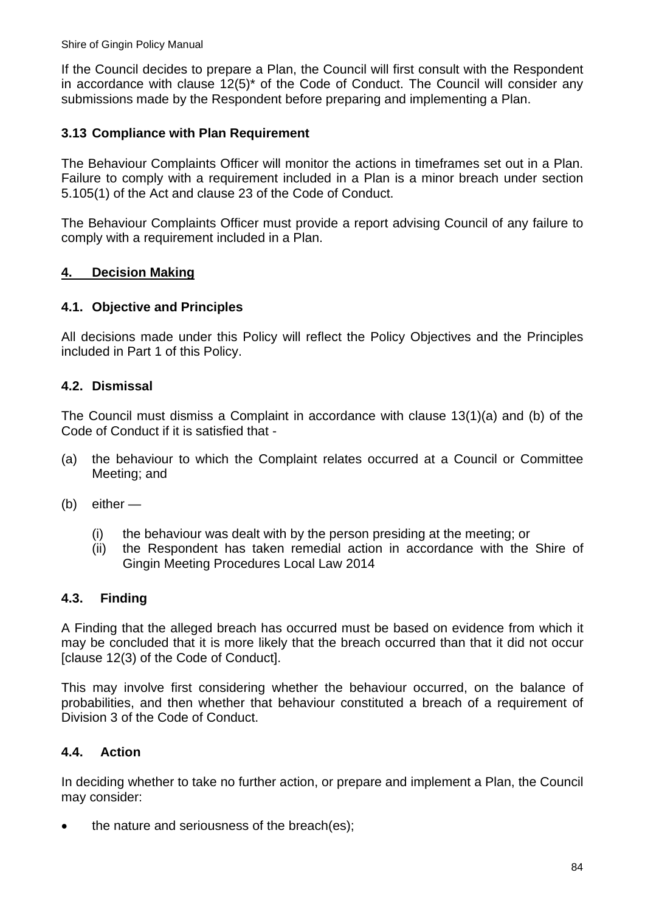If the Council decides to prepare a Plan, the Council will first consult with the Respondent in accordance with clause 12(5)* of the Code of Conduct. The Council will consider any submissions made by the Respondent before preparing and implementing a Plan.

### 3.13 Compliance with Plan Requirement

The Behaviour Complaints Officer will monitor the actions in timeframes set out in a Plan. Failure to comply with a requirement included in a Plan is a minor breach under section 5.105(1) of the Act and clause 23 of the Code of Conduct.

The Behaviour Complaints Officer must provide a report advising Council of any failure to comply with a requirement included in a Plan.

## 4. Decision Making

### 4.1. Objective and Principles

All decisions made under this Policy will reflect the Policy Objectives and the Principles included in Part 1 of this Policy.

### 4.2. Dismissal

The Council must dismiss a Complaint in accordance with clause 13(1)(a) and (b) of the Code of Conduct if it is satisfied that -

(a) the behaviour to which the Complaint relates occurred at a Council or Committee Meeting; and

(b) either —

 (i) the behaviour was dealt with by the person presiding at the meeting; or
 (ii) the Respondent has taken remedial action in accordance with the Shire of Gingin Meeting Procedures Local Law 2014

### 4.3. Finding

A Finding that the alleged breach has occurred must be based on evidence from which it may be concluded that it is more likely that the breach occurred than that it did not occur [clause 12(3) of the Code of Conduct].

This may involve first considering whether the behaviour occurred, on the balance of probabilities, and then whether that behaviour constituted a breach of a requirement of Division 3 of the Code of Conduct.

### 4.4. Action

In deciding whether to take no further action, or prepare and implement a Plan, the Council may consider:

- the nature and seriousness of the breach(es);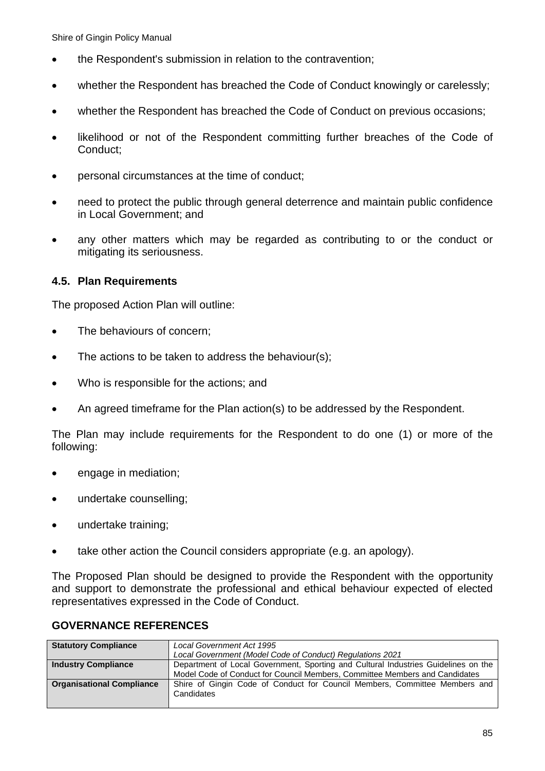- the Respondent's submission in relation to the contravention;
- whether the Respondent has breached the Code of Conduct knowingly or carelessly;
- whether the Respondent has breached the Code of Conduct on previous occasions;
- likelihood or not of the Respondent committing further breaches of the Code of Conduct;
- personal circumstances at the time of conduct;
- need to protect the public through general deterrence and maintain public confidence in Local Government; and
- any other matters which may be regarded as contributing to or the conduct or mitigating its seriousness.

### 4.5. Plan Requirements

The proposed Action Plan will outline:

- The behaviours of concern;
- The actions to be taken to address the behaviour(s);
- Who is responsible for the actions; and
- An agreed timeframe for the Plan action(s) to be addressed by the Respondent.

The Plan may include requirements for the Respondent to do one (1) or more of the following:

- engage in mediation;
- undertake counselling;
- undertake training;
- take other action the Council considers appropriate (e.g. an apology).

The Proposed Plan should be designed to provide the Respondent with the opportunity and support to demonstrate the professional and ethical behaviour expected of elected representatives expressed in the Code of Conduct.

## GOVERNANCE REFERENCES

| | |
|---|---|
| **Statutory Compliance** | *Local Government Act 1995*<br>*Local Government (Model Code of Conduct) Regulations 2021* |
| **Industry Compliance** | Department of Local Government, Sporting and Cultural Industries Guidelines on the Model Code of Conduct for Council Members, Committee Members and Candidates |
| **Organisational Compliance** | Shire of Gingin Code of Conduct for Council Members, Committee Members and Candidates |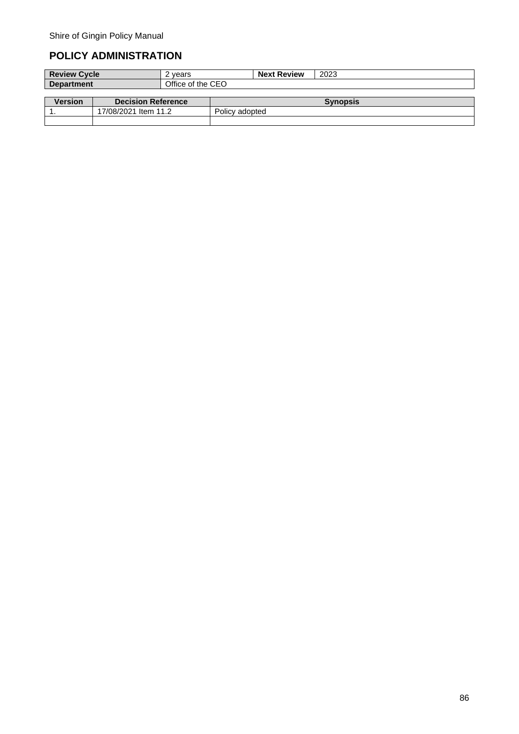## POLICY ADMINISTRATION

| Review Cycle | 2 years | Next Review | 2023 |
|---|---|---|---|
| Department | Office of the CEO | | |

| Version | Decision Reference | Synopsis |
|---|---|---|
| 1. | 17/08/2021 Item 11.2 | Policy adopted |
| | | |